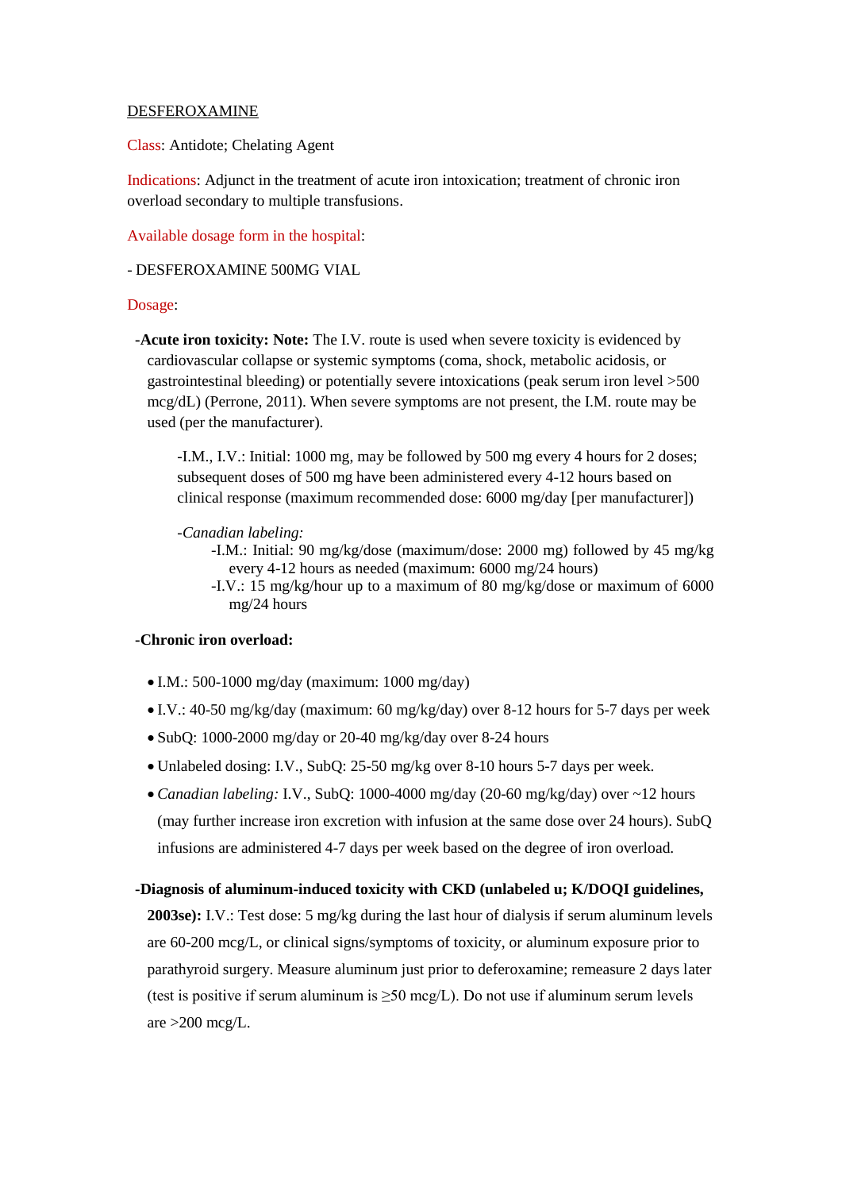# DESFEROXAMINE

Class: Antidote; Chelating Agent

Indications: Adjunct in the treatment of acute iron intoxication; treatment of chronic iron overload secondary to multiple transfusions.

Available dosage form in the hospital:

- DESFEROXAMINE 500MG VIAL

Dosage:

**-Acute iron toxicity: Note:** The I.V. route is used when severe toxicity is evidenced by cardiovascular collapse or systemic symptoms (coma, shock, metabolic acidosis, or gastrointestinal bleeding) or potentially severe intoxications (peak serum iron level >500 mcg/dL) (Perrone, 2011). When severe symptoms are not present, the I.M. route may be used (per the manufacturer).

-I.M., I.V.: Initial: 1000 mg, may be followed by 500 mg every 4 hours for 2 doses; subsequent doses of 500 mg have been administered every 4-12 hours based on clinical response (maximum recommended dose: 6000 mg/day [per manufacturer])

*-Canadian labeling:*

-I.M.: Initial: 90 mg/kg/dose (maximum/dose: 2000 mg) followed by 45 mg/kg every 4-12 hours as needed (maximum: 6000 mg/24 hours)

-I.V.: 15 mg/kg/hour up to a maximum of 80 mg/kg/dose or maximum of 6000 mg/24 hours

**-Chronic iron overload:**

- I.M.: 500-1000 mg/day (maximum: 1000 mg/day)
- I.V.: 40-50 mg/kg/day (maximum: 60 mg/kg/day) over 8-12 hours for 5-7 days per week
- SubQ: 1000-2000 mg/day or 20-40 mg/kg/day over 8-24 hours
- Unlabeled dosing: I.V., SubQ: 25-50 mg/kg over 8-10 hours 5-7 days per week.
- *Canadian labeling:* I.V., SubQ: 1000-4000 mg/day (20-60 mg/kg/day) over ~12 hours (may further increase iron excretion with infusion at the same dose over 24 hours). SubQ infusions are administered 4-7 days per week based on the degree of iron overload.

**-Diagnosis of aluminum-induced toxicity with CKD (unlabeled u; K/DOQI guidelines, 2003se):** I.V.: Test dose: 5 mg/kg during the last hour of dialysis if serum aluminum levels are 60-200 mcg/L, or clinical signs/symptoms of toxicity, or aluminum exposure prior to parathyroid surgery. Measure aluminum just prior to deferoxamine; remeasure 2 days later (test is positive if serum aluminum is ≥50 mcg/L). Do not use if aluminum serum levels are >200 mcg/L.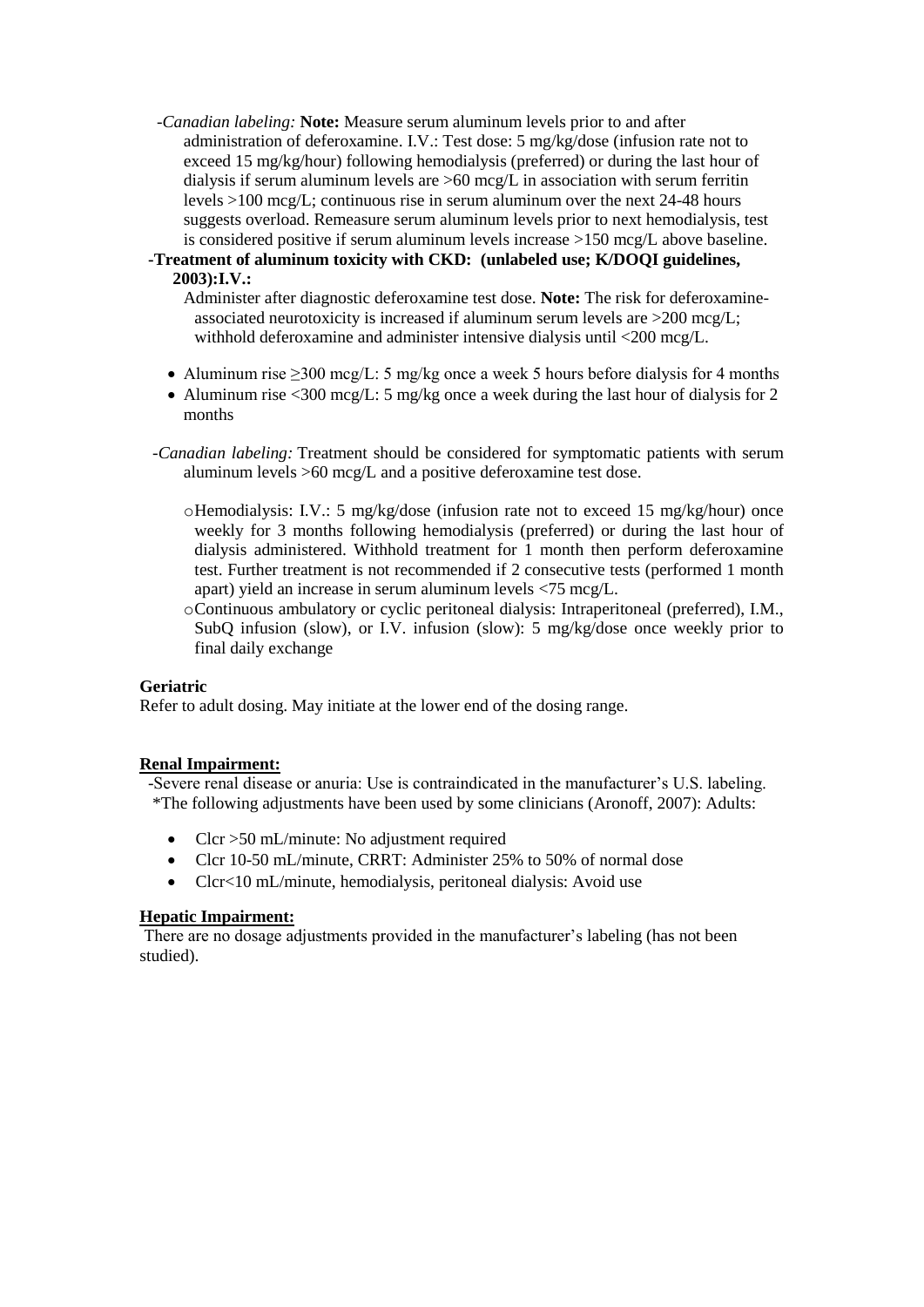-*Canadian labeling:* **Note:** Measure serum aluminum levels prior to and after administration of deferoxamine. I.V.: Test dose: 5 mg/kg/dose (infusion rate not to exceed 15 mg/kg/hour) following hemodialysis (preferred) or during the last hour of dialysis if serum aluminum levels are >60 mcg/L in association with serum ferritin levels >100 mcg/L; continuous rise in serum aluminum over the next 24-48 hours suggests overload. Remeasure serum aluminum levels prior to next hemodialysis, test is considered positive if serum aluminum levels increase >150 mcg/L above baseline.

**-Treatment of aluminum toxicity with CKD: (unlabeled use; K/DOQI guidelines, 2003):I.V.:**

Administer after diagnostic deferoxamine test dose. **Note:** The risk for deferoxamine-associated neurotoxicity is increased if aluminum serum levels are >200 mcg/L; withhold deferoxamine and administer intensive dialysis until <200 mcg/L.

- Aluminum rise ≥300 mcg/L: 5 mg/kg once a week 5 hours before dialysis for 4 months
- Aluminum rise <300 mcg/L: 5 mg/kg once a week during the last hour of dialysis for 2 months

-*Canadian labeling:* Treatment should be considered for symptomatic patients with serum aluminum levels >60 mcg/L and a positive deferoxamine test dose.

- Hemodialysis: I.V.: 5 mg/kg/dose (infusion rate not to exceed 15 mg/kg/hour) once weekly for 3 months following hemodialysis (preferred) or during the last hour of dialysis administered. Withhold treatment for 1 month then perform deferoxamine test. Further treatment is not recommended if 2 consecutive tests (performed 1 month apart) yield an increase in serum aluminum levels <75 mcg/L.
- Continuous ambulatory or cyclic peritoneal dialysis: Intraperitoneal (preferred), I.M., SubQ infusion (slow), or I.V. infusion (slow): 5 mg/kg/dose once weekly prior to final daily exchange

**Geriatric**

Refer to adult dosing. May initiate at the lower end of the dosing range.

**Renal Impairment:**

-Severe renal disease or anuria: Use is contraindicated in the manufacturer's U.S. labeling.
*The following adjustments have been used by some clinicians (Aronoff, 2007): Adults:

- Clcr >50 mL/minute: No adjustment required
- Clcr 10-50 mL/minute, CRRT: Administer 25% to 50% of normal dose
- Clcr<10 mL/minute, hemodialysis, peritoneal dialysis: Avoid use

**Hepatic Impairment:**

There are no dosage adjustments provided in the manufacturer's labeling (has not been studied).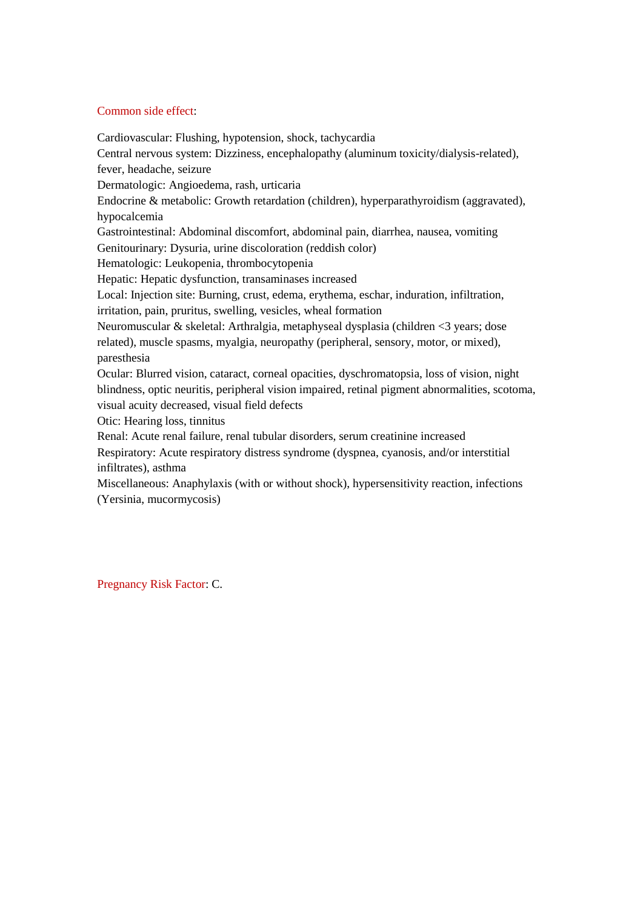Common side effect:

Cardiovascular: Flushing, hypotension, shock, tachycardia
Central nervous system: Dizziness, encephalopathy (aluminum toxicity/dialysis-related), fever, headache, seizure
Dermatologic: Angioedema, rash, urticaria
Endocrine & metabolic: Growth retardation (children), hyperparathyroidism (aggravated), hypocalcemia
Gastrointestinal: Abdominal discomfort, abdominal pain, diarrhea, nausea, vomiting
Genitourinary: Dysuria, urine discoloration (reddish color)
Hematologic: Leukopenia, thrombocytopenia
Hepatic: Hepatic dysfunction, transaminases increased
Local: Injection site: Burning, crust, edema, erythema, eschar, induration, infiltration, irritation, pain, pruritus, swelling, vesicles, wheal formation
Neuromuscular & skeletal: Arthralgia, metaphyseal dysplasia (children <3 years; dose related), muscle spasms, myalgia, neuropathy (peripheral, sensory, motor, or mixed), paresthesia
Ocular: Blurred vision, cataract, corneal opacities, dyschromatopsia, loss of vision, night blindness, optic neuritis, peripheral vision impaired, retinal pigment abnormalities, scotoma, visual acuity decreased, visual field defects
Otic: Hearing loss, tinnitus
Renal: Acute renal failure, renal tubular disorders, serum creatinine increased
Respiratory: Acute respiratory distress syndrome (dyspnea, cyanosis, and/or interstitial infiltrates), asthma
Miscellaneous: Anaphylaxis (with or without shock), hypersensitivity reaction, infections (Yersinia, mucormycosis)

Pregnancy Risk Factor: C.